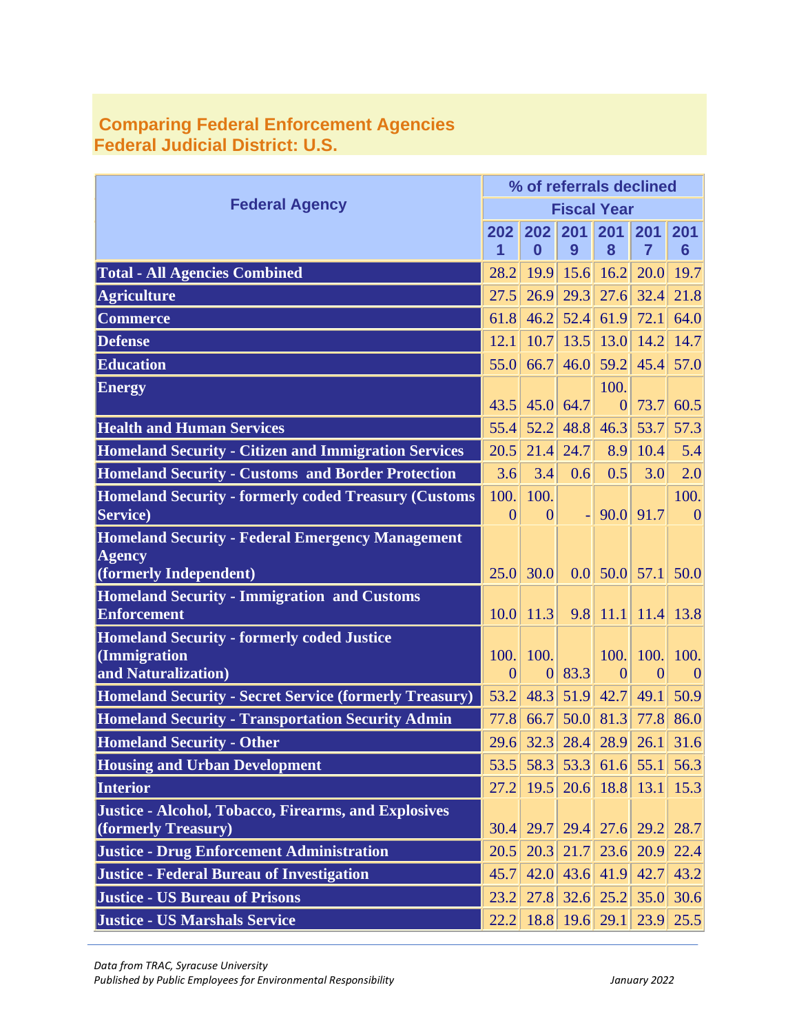## Comparing Federal Enforcement Agencies
## Federal Judicial District: U.S.

| Federal Agency | % of referrals declined | | | | | |
|---|---|---|---|---|---|---|
| | Fiscal Year | | | | | |
| | 2021 | 2020 | 2019 | 2018 | 2017 | 2016 |
| **Total - All Agencies Combined** | 28.2 | 19.9 | 15.6 | 16.2 | 20.0 | 19.7 |
| **Agriculture** | 27.5 | 26.9 | 29.3 | 27.6 | 32.4 | 21.8 |
| **Commerce** | 61.8 | 46.2 | 52.4 | 61.9 | 72.1 | 64.0 |
| **Defense** | 12.1 | 10.7 | 13.5 | 13.0 | 14.2 | 14.7 |
| **Education** | 55.0 | 66.7 | 46.0 | 59.2 | 45.4 | 57.0 |
| **Energy** | 43.5 | 45.0 | 64.7 | 100.0 | 73.7 | 60.5 |
| **Health and Human Services** | 55.4 | 52.2 | 48.8 | 46.3 | 53.7 | 57.3 |
| **Homeland Security - Citizen and Immigration Services** | 20.5 | 21.4 | 24.7 | 8.9 | 10.4 | 5.4 |
| **Homeland Security - Customs and Border Protection** | 3.6 | 3.4 | 0.6 | 0.5 | 3.0 | 2.0 |
| **Homeland Security - formerly coded Treasury (Customs Service)** | 100.0 | 100.0 | - | 90.0 | 91.7 | 100.0 |
| **Homeland Security - Federal Emergency Management Agency (formerly Independent)** | 25.0 | 30.0 | 0.0 | 50.0 | 57.1 | 50.0 |
| **Homeland Security - Immigration and Customs Enforcement** | 10.0 | 11.3 | 9.8 | 11.1 | 11.4 | 13.8 |
| **Homeland Security - formerly coded Justice (Immigration and Naturalization)** | 100.0 | 100.0 | 83.3 | 100.0 | 100.0 | 100.0 |
| **Homeland Security - Secret Service (formerly Treasury)** | 53.2 | 48.3 | 51.9 | 42.7 | 49.1 | 50.9 |
| **Homeland Security - Transportation Security Admin** | 77.8 | 66.7 | 50.0 | 81.3 | 77.8 | 86.0 |
| **Homeland Security - Other** | 29.6 | 32.3 | 28.4 | 28.9 | 26.1 | 31.6 |
| **Housing and Urban Development** | 53.5 | 58.3 | 53.3 | 61.6 | 55.1 | 56.3 |
| **Interior** | 27.2 | 19.5 | 20.6 | 18.8 | 13.1 | 15.3 |
| **Justice - Alcohol, Tobacco, Firearms, and Explosives (formerly Treasury)** | 30.4 | 29.7 | 29.4 | 27.6 | 29.2 | 28.7 |
| **Justice - Drug Enforcement Administration** | 20.5 | 20.3 | 21.7 | 23.6 | 20.9 | 22.4 |
| **Justice - Federal Bureau of Investigation** | 45.7 | 42.0 | 43.6 | 41.9 | 42.7 | 43.2 |
| **Justice - US Bureau of Prisons** | 23.2 | 27.8 | 32.6 | 25.2 | 35.0 | 30.6 |
| **Justice - US Marshals Service** | 22.2 | 18.8 | 19.6 | 29.1 | 23.9 | 25.5 |

*Data from TRAC, Syracuse University*
*Published by Public Employees for Environmental Responsibility* *January 2022*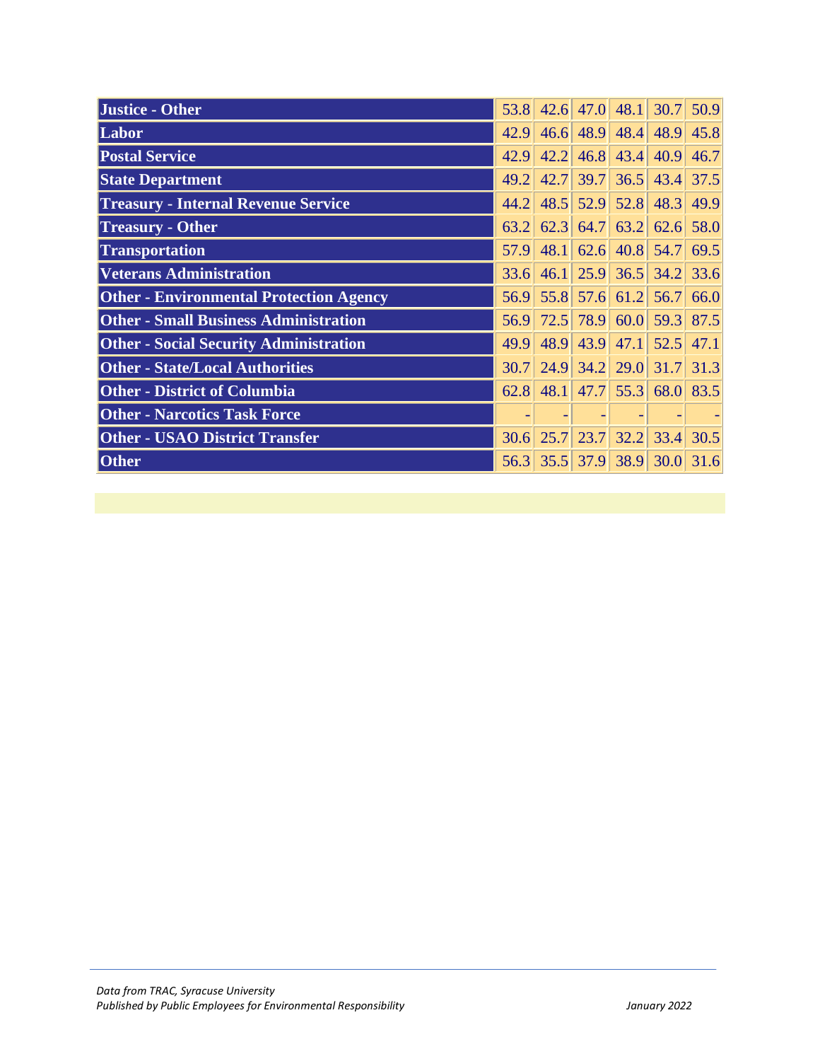| | | | | | | |
|---|---|---|---|---|---|---|
| **Justice - Other** | 53.8 | 42.6 | 47.0 | 48.1 | 30.7 | 50.9 |
| **Labor** | 42.9 | 46.6 | 48.9 | 48.4 | 48.9 | 45.8 |
| **Postal Service** | 42.9 | 42.2 | 46.8 | 43.4 | 40.9 | 46.7 |
| **State Department** | 49.2 | 42.7 | 39.7 | 36.5 | 43.4 | 37.5 |
| **Treasury - Internal Revenue Service** | 44.2 | 48.5 | 52.9 | 52.8 | 48.3 | 49.9 |
| **Treasury - Other** | 63.2 | 62.3 | 64.7 | 63.2 | 62.6 | 58.0 |
| **Transportation** | 57.9 | 48.1 | 62.6 | 40.8 | 54.7 | 69.5 |
| **Veterans Administration** | 33.6 | 46.1 | 25.9 | 36.5 | 34.2 | 33.6 |
| **Other - Environmental Protection Agency** | 56.9 | 55.8 | 57.6 | 61.2 | 56.7 | 66.0 |
| **Other - Small Business Administration** | 56.9 | 72.5 | 78.9 | 60.0 | 59.3 | 87.5 |
| **Other - Social Security Administration** | 49.9 | 48.9 | 43.9 | 47.1 | 52.5 | 47.1 |
| **Other - State/Local Authorities** | 30.7 | 24.9 | 34.2 | 29.0 | 31.7 | 31.3 |
| **Other - District of Columbia** | 62.8 | 48.1 | 47.7 | 55.3 | 68.0 | 83.5 |
| **Other - Narcotics Task Force** | - | - | - | - | - | - |
| **Other - USAO District Transfer** | 30.6 | 25.7 | 23.7 | 32.2 | 33.4 | 30.5 |
| **Other** | 56.3 | 35.5 | 37.9 | 38.9 | 30.0 | 31.6 |

*Data from TRAC, Syracuse University*
*Published by Public Employees for Environmental Responsibility* *January 2022*